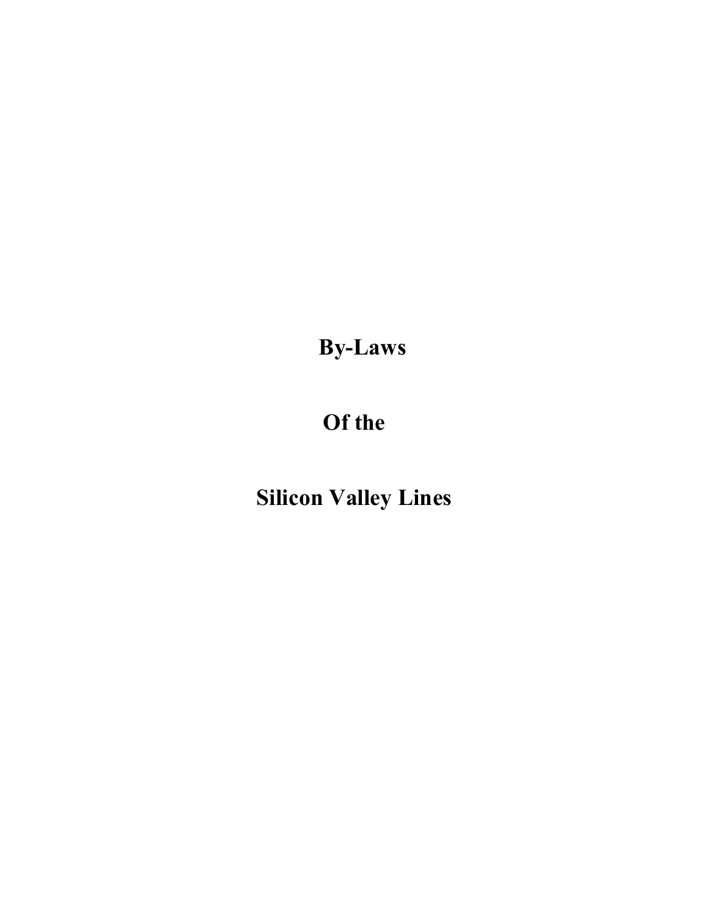# By-Laws

# Of the

# Silicon Valley Lines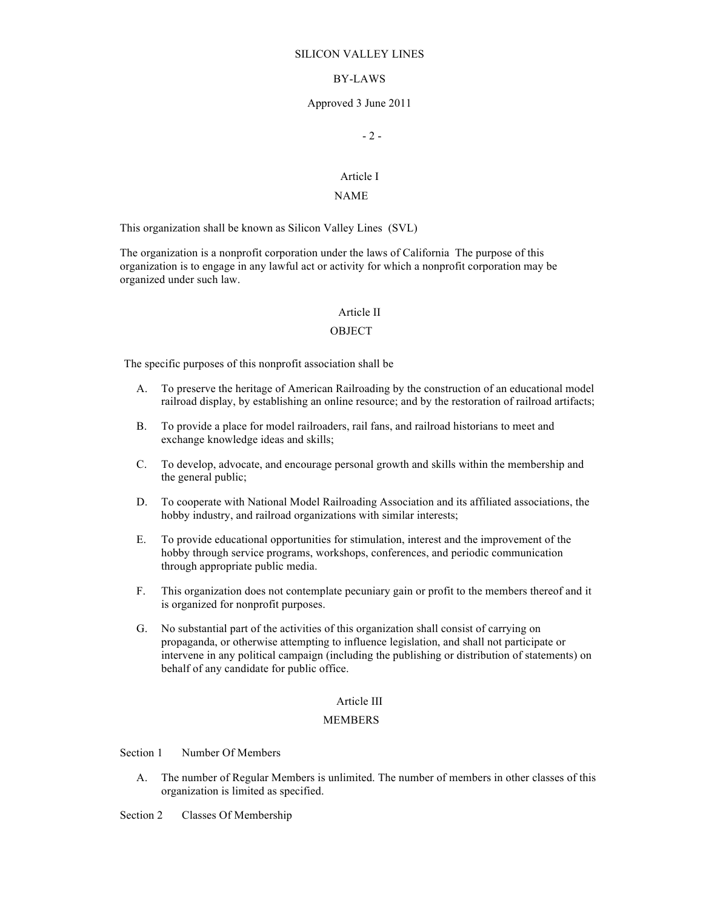SILICON VALLEY LINES

BY-LAWS

Approved 3 June 2011

## Article I

## NAME

This organization shall be known as Silicon Valley Lines (SVL)

The organization is a nonprofit corporation under the laws of California The purpose of this organization is to engage in any lawful act or activity for which a nonprofit corporation may be organized under such law.

## Article II

## OBJECT

The specific purposes of this nonprofit association shall be

A. To preserve the heritage of American Railroading by the construction of an educational model railroad display, by establishing an online resource; and by the restoration of railroad artifacts;

B. To provide a place for model railroaders, rail fans, and railroad historians to meet and exchange knowledge ideas and skills;

C. To develop, advocate, and encourage personal growth and skills within the membership and the general public;

D. To cooperate with National Model Railroading Association and its affiliated associations, the hobby industry, and railroad organizations with similar interests;

E. To provide educational opportunities for stimulation, interest and the improvement of the hobby through service programs, workshops, conferences, and periodic communication through appropriate public media.

F. This organization does not contemplate pecuniary gain or profit to the members thereof and it is organized for nonprofit purposes.

G. No substantial part of the activities of this organization shall consist of carrying on propaganda, or otherwise attempting to influence legislation, and shall not participate or intervene in any political campaign (including the publishing or distribution of statements) on behalf of any candidate for public office.

## Article III

## MEMBERS

Section 1 Number Of Members

A. The number of Regular Members is unlimited. The number of members in other classes of this organization is limited as specified.

Section 2 Classes Of Membership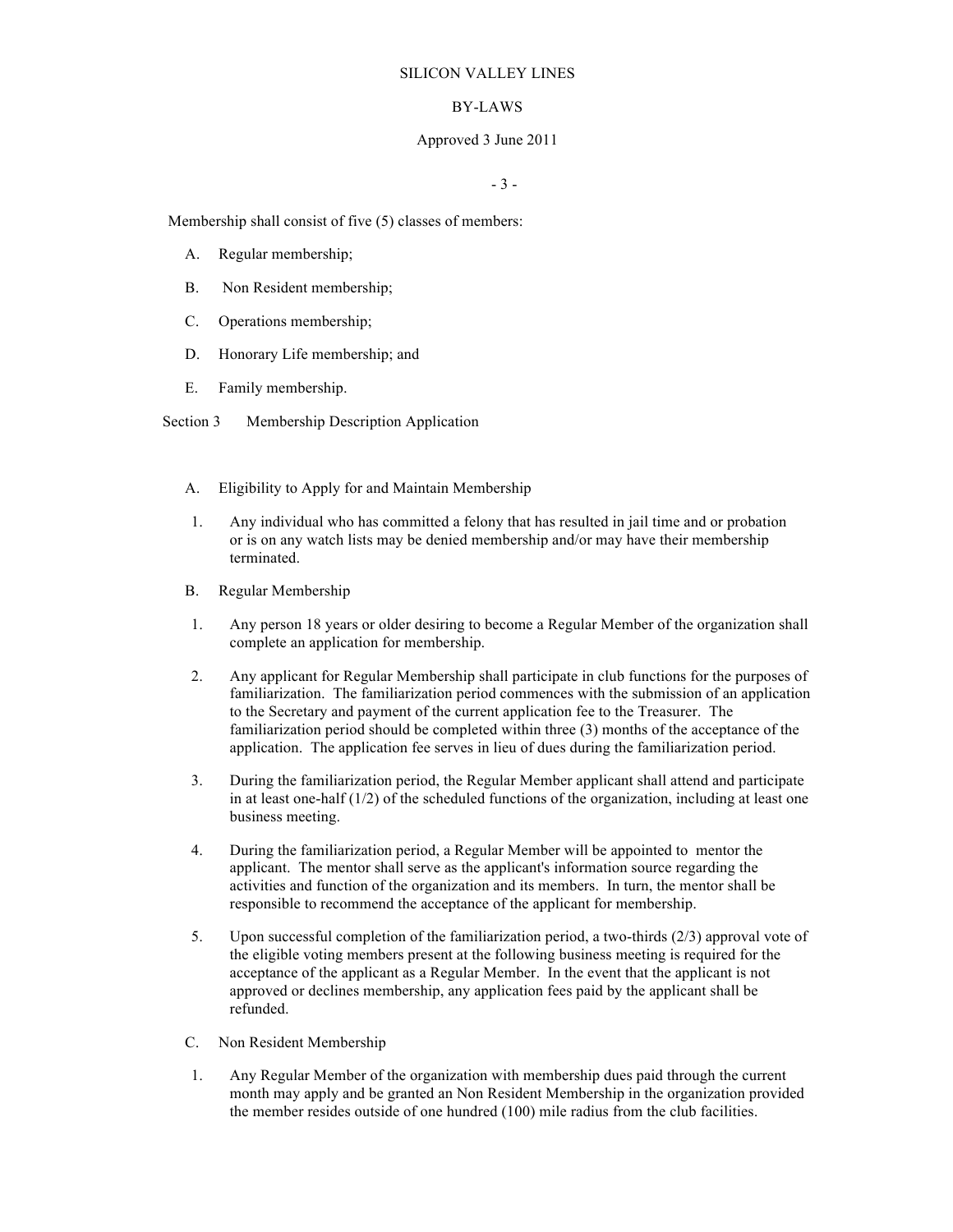Membership shall consist of five (5) classes of members:

A. Regular membership;

B. Non Resident membership;

C. Operations membership;

D. Honorary Life membership; and

E. Family membership.

Section 3 Membership Description Application

A. Eligibility to Apply for and Maintain Membership

1. Any individual who has committed a felony that has resulted in jail time and or probation or is on any watch lists may be denied membership and/or may have their membership terminated.

B. Regular Membership

1. Any person 18 years or older desiring to become a Regular Member of the organization shall complete an application for membership.

2. Any applicant for Regular Membership shall participate in club functions for the purposes of familiarization. The familiarization period commences with the submission of an application to the Secretary and payment of the current application fee to the Treasurer. The familiarization period should be completed within three (3) months of the acceptance of the application. The application fee serves in lieu of dues during the familiarization period.

3. During the familiarization period, the Regular Member applicant shall attend and participate in at least one-half (1/2) of the scheduled functions of the organization, including at least one business meeting.

4. During the familiarization period, a Regular Member will be appointed to mentor the applicant. The mentor shall serve as the applicant's information source regarding the activities and function of the organization and its members. In turn, the mentor shall be responsible to recommend the acceptance of the applicant for membership.

5. Upon successful completion of the familiarization period, a two-thirds (2/3) approval vote of the eligible voting members present at the following business meeting is required for the acceptance of the applicant as a Regular Member. In the event that the applicant is not approved or declines membership, any application fees paid by the applicant shall be refunded.

C. Non Resident Membership

1. Any Regular Member of the organization with membership dues paid through the current month may apply and be granted an Non Resident Membership in the organization provided the member resides outside of one hundred (100) mile radius from the club facilities.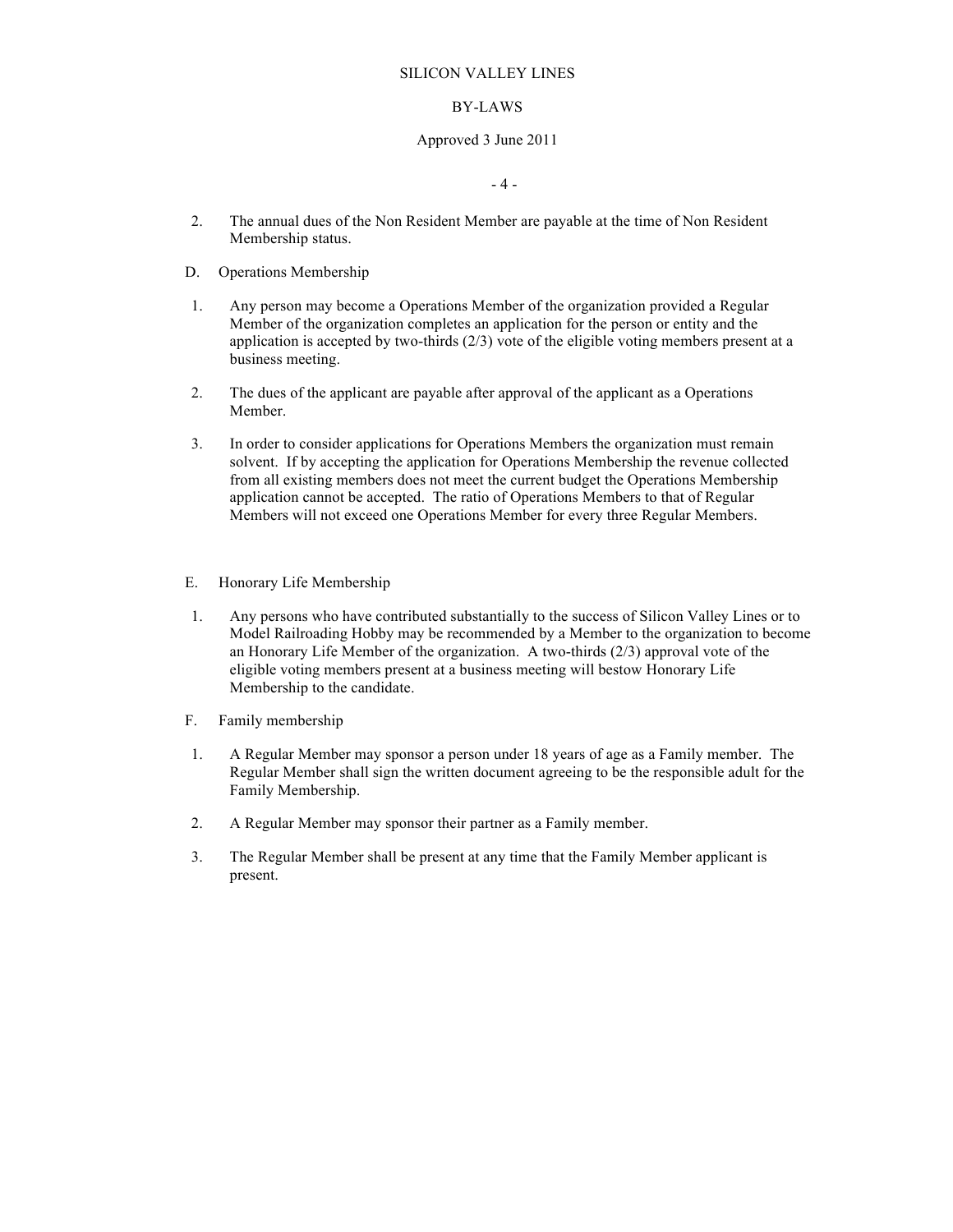2. The annual dues of the Non Resident Member are payable at the time of Non Resident Membership status.

D. Operations Membership

1. Any person may become a Operations Member of the organization provided a Regular Member of the organization completes an application for the person or entity and the application is accepted by two-thirds (2/3) vote of the eligible voting members present at a business meeting.

2. The dues of the applicant are payable after approval of the applicant as a Operations Member.

3. In order to consider applications for Operations Members the organization must remain solvent. If by accepting the application for Operations Membership the revenue collected from all existing members does not meet the current budget the Operations Membership application cannot be accepted. The ratio of Operations Members to that of Regular Members will not exceed one Operations Member for every three Regular Members.

E. Honorary Life Membership

1. Any persons who have contributed substantially to the success of Silicon Valley Lines or to Model Railroading Hobby may be recommended by a Member to the organization to become an Honorary Life Member of the organization. A two-thirds (2/3) approval vote of the eligible voting members present at a business meeting will bestow Honorary Life Membership to the candidate.

F. Family membership

1. A Regular Member may sponsor a person under 18 years of age as a Family member. The Regular Member shall sign the written document agreeing to be the responsible adult for the Family Membership.

2. A Regular Member may sponsor their partner as a Family member.

3. The Regular Member shall be present at any time that the Family Member applicant is present.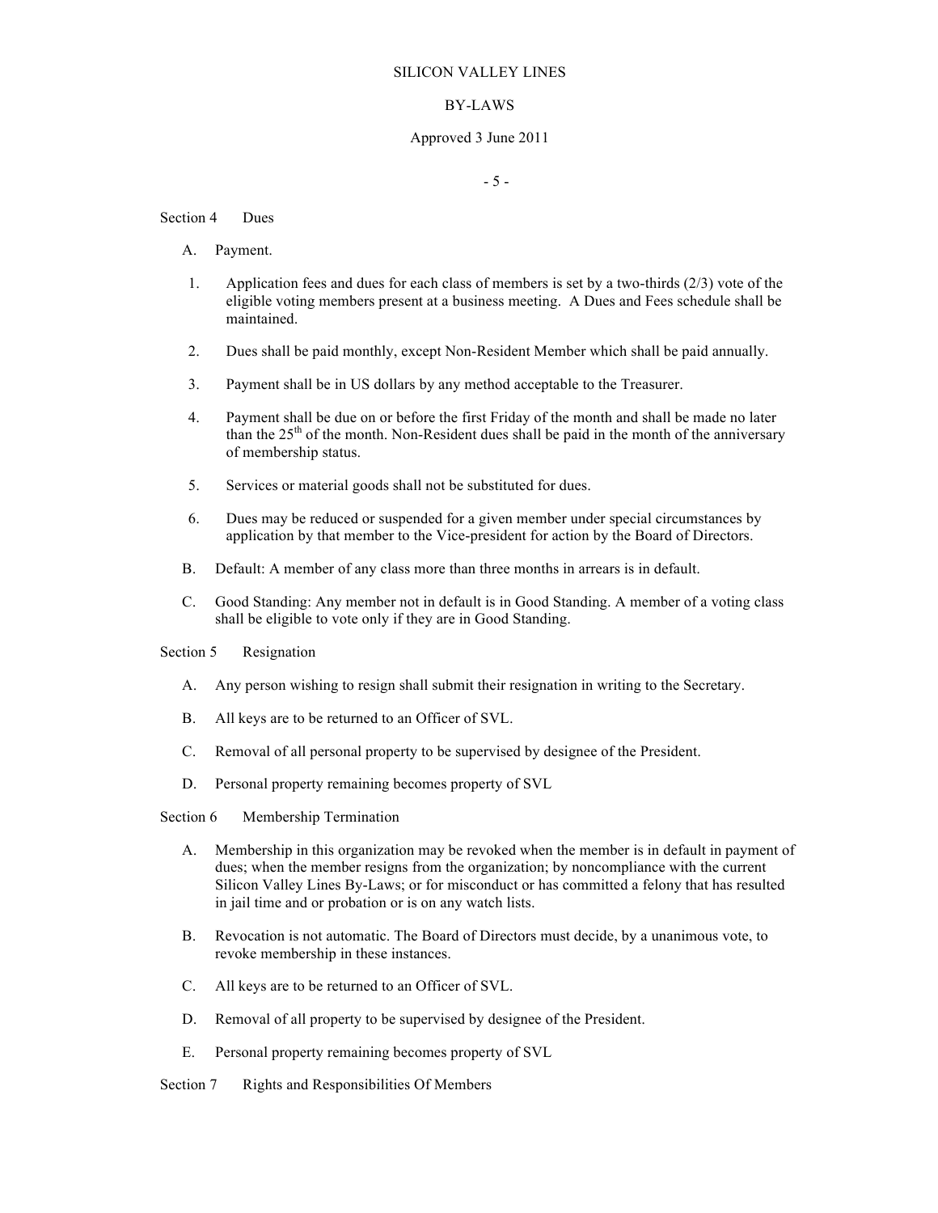## Section 4 Dues

A. Payment.

1. Application fees and dues for each class of members is set by a two-thirds (2/3) vote of the eligible voting members present at a business meeting. A Dues and Fees schedule shall be maintained.

2. Dues shall be paid monthly, except Non-Resident Member which shall be paid annually.

3. Payment shall be in US dollars by any method acceptable to the Treasurer.

4. Payment shall be due on or before the first Friday of the month and shall be made no later than the 25th of the month. Non-Resident dues shall be paid in the month of the anniversary of membership status.

5. Services or material goods shall not be substituted for dues.

6. Dues may be reduced or suspended for a given member under special circumstances by application by that member to the Vice-president for action by the Board of Directors.

B. Default: A member of any class more than three months in arrears is in default.

C. Good Standing: Any member not in default is in Good Standing. A member of a voting class shall be eligible to vote only if they are in Good Standing.

## Section 5 Resignation

A. Any person wishing to resign shall submit their resignation in writing to the Secretary.

B. All keys are to be returned to an Officer of SVL.

C. Removal of all personal property to be supervised by designee of the President.

D. Personal property remaining becomes property of SVL

## Section 6 Membership Termination

A. Membership in this organization may be revoked when the member is in default in payment of dues; when the member resigns from the organization; by noncompliance with the current Silicon Valley Lines By-Laws; or for misconduct or has committed a felony that has resulted in jail time and or probation or is on any watch lists.

B. Revocation is not automatic. The Board of Directors must decide, by a unanimous vote, to revoke membership in these instances.

C. All keys are to be returned to an Officer of SVL.

D. Removal of all property to be supervised by designee of the President.

E. Personal property remaining becomes property of SVL

## Section 7 Rights and Responsibilities Of Members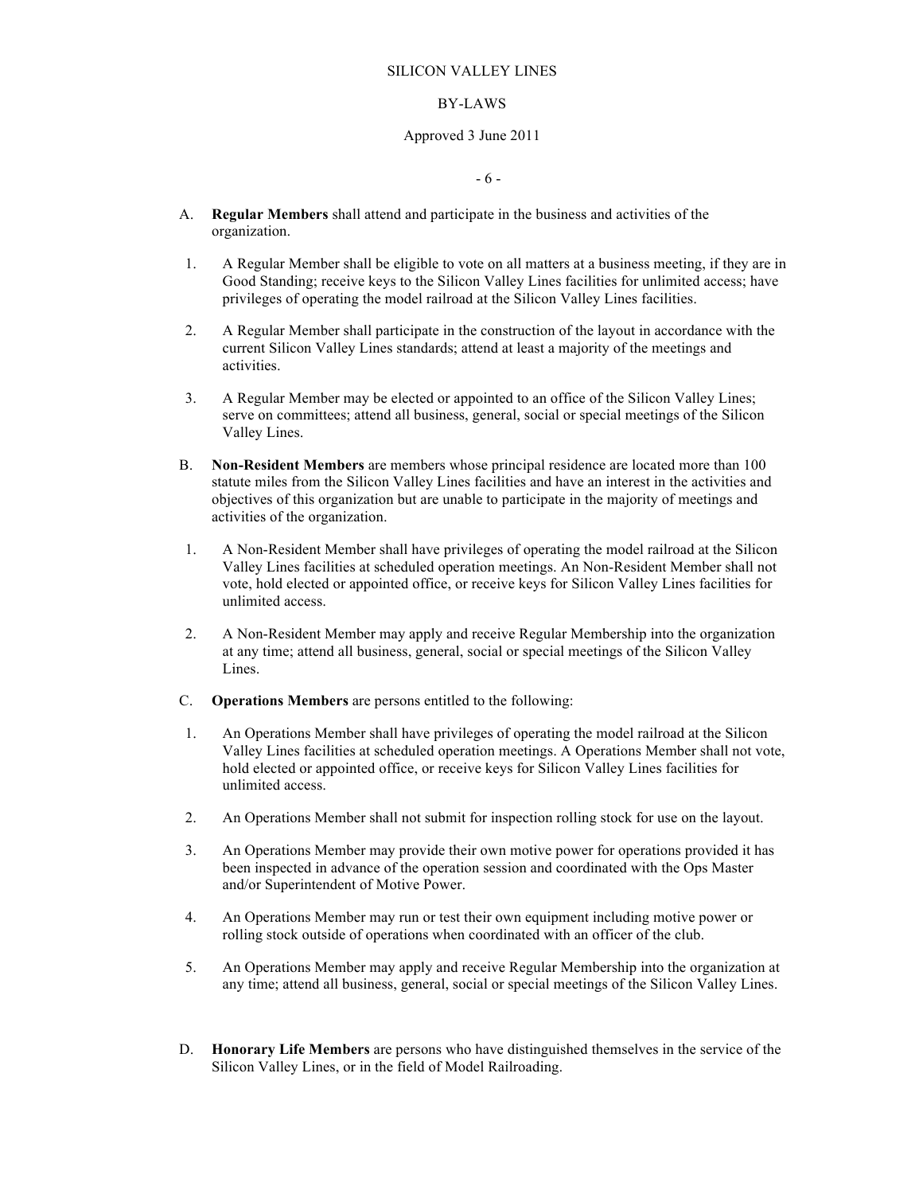A. **Regular Members** shall attend and participate in the business and activities of the organization.

1. A Regular Member shall be eligible to vote on all matters at a business meeting, if they are in Good Standing; receive keys to the Silicon Valley Lines facilities for unlimited access; have privileges of operating the model railroad at the Silicon Valley Lines facilities.

2. A Regular Member shall participate in the construction of the layout in accordance with the current Silicon Valley Lines standards; attend at least a majority of the meetings and activities.

3. A Regular Member may be elected or appointed to an office of the Silicon Valley Lines; serve on committees; attend all business, general, social or special meetings of the Silicon Valley Lines.

B. **Non-Resident Members** are members whose principal residence are located more than 100 statute miles from the Silicon Valley Lines facilities and have an interest in the activities and objectives of this organization but are unable to participate in the majority of meetings and activities of the organization.

1. A Non-Resident Member shall have privileges of operating the model railroad at the Silicon Valley Lines facilities at scheduled operation meetings. An Non-Resident Member shall not vote, hold elected or appointed office, or receive keys for Silicon Valley Lines facilities for unlimited access.

2. A Non-Resident Member may apply and receive Regular Membership into the organization at any time; attend all business, general, social or special meetings of the Silicon Valley Lines.

C. **Operations Members** are persons entitled to the following:

1. An Operations Member shall have privileges of operating the model railroad at the Silicon Valley Lines facilities at scheduled operation meetings. A Operations Member shall not vote, hold elected or appointed office, or receive keys for Silicon Valley Lines facilities for unlimited access.

2. An Operations Member shall not submit for inspection rolling stock for use on the layout.

3. An Operations Member may provide their own motive power for operations provided it has been inspected in advance of the operation session and coordinated with the Ops Master and/or Superintendent of Motive Power.

4. An Operations Member may run or test their own equipment including motive power or rolling stock outside of operations when coordinated with an officer of the club.

5. An Operations Member may apply and receive Regular Membership into the organization at any time; attend all business, general, social or special meetings of the Silicon Valley Lines.

D. **Honorary Life Members** are persons who have distinguished themselves in the service of the Silicon Valley Lines, or in the field of Model Railroading.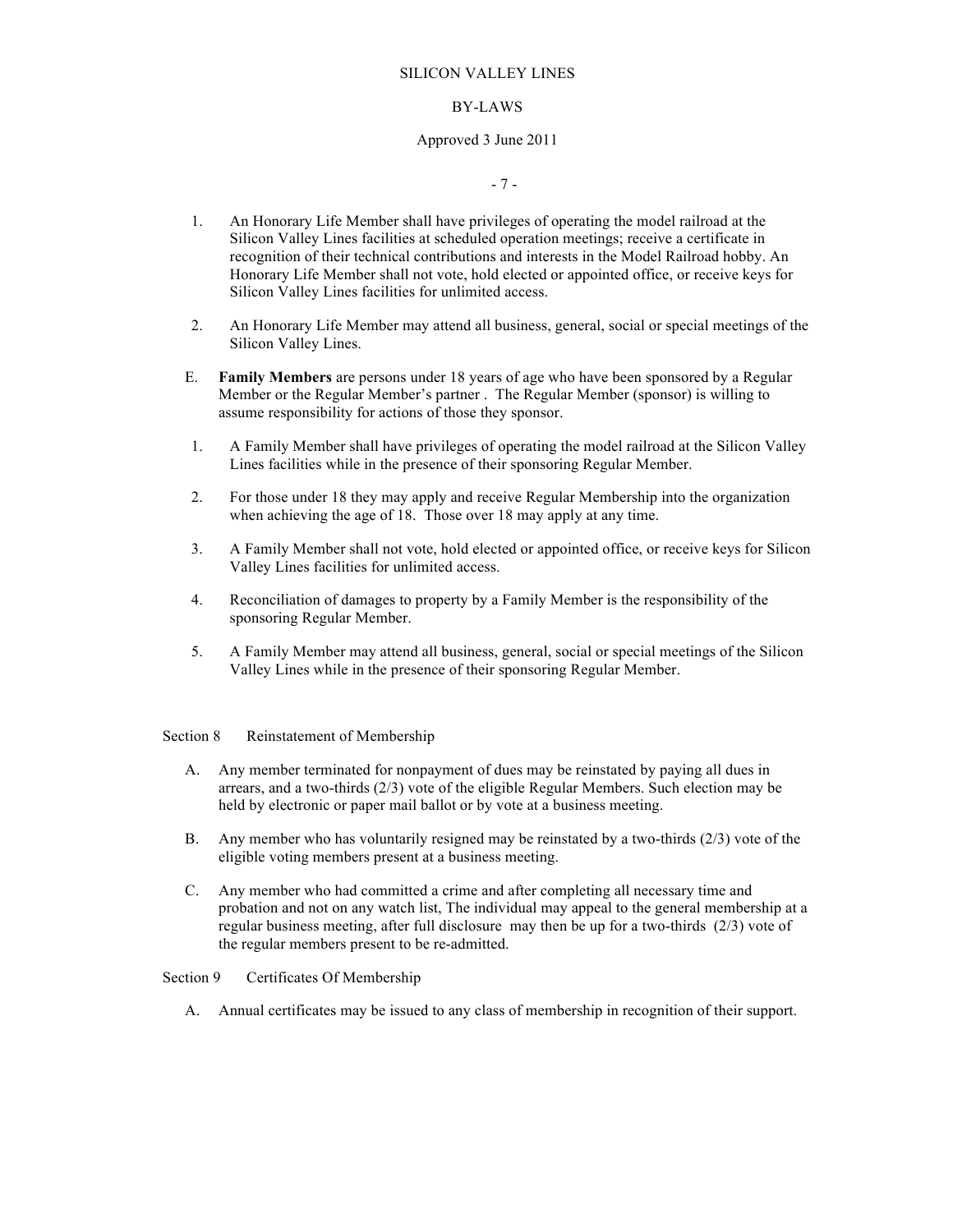1. An Honorary Life Member shall have privileges of operating the model railroad at the Silicon Valley Lines facilities at scheduled operation meetings; receive a certificate in recognition of their technical contributions and interests in the Model Railroad hobby. An Honorary Life Member shall not vote, hold elected or appointed office, or receive keys for Silicon Valley Lines facilities for unlimited access.

2. An Honorary Life Member may attend all business, general, social or special meetings of the Silicon Valley Lines.

E. **Family Members** are persons under 18 years of age who have been sponsored by a Regular Member or the Regular Member's partner . The Regular Member (sponsor) is willing to assume responsibility for actions of those they sponsor.

1. A Family Member shall have privileges of operating the model railroad at the Silicon Valley Lines facilities while in the presence of their sponsoring Regular Member.

2. For those under 18 they may apply and receive Regular Membership into the organization when achieving the age of 18. Those over 18 may apply at any time.

3. A Family Member shall not vote, hold elected or appointed office, or receive keys for Silicon Valley Lines facilities for unlimited access.

4. Reconciliation of damages to property by a Family Member is the responsibility of the sponsoring Regular Member.

5. A Family Member may attend all business, general, social or special meetings of the Silicon Valley Lines while in the presence of their sponsoring Regular Member.

Section 8 Reinstatement of Membership

A. Any member terminated for nonpayment of dues may be reinstated by paying all dues in arrears, and a two-thirds (2/3) vote of the eligible Regular Members. Such election may be held by electronic or paper mail ballot or by vote at a business meeting.

B. Any member who has voluntarily resigned may be reinstated by a two-thirds (2/3) vote of the eligible voting members present at a business meeting.

C. Any member who had committed a crime and after completing all necessary time and probation and not on any watch list, The individual may appeal to the general membership at a regular business meeting, after full disclosure may then be up for a two-thirds (2/3) vote of the regular members present to be re-admitted.

Section 9 Certificates Of Membership

A. Annual certificates may be issued to any class of membership in recognition of their support.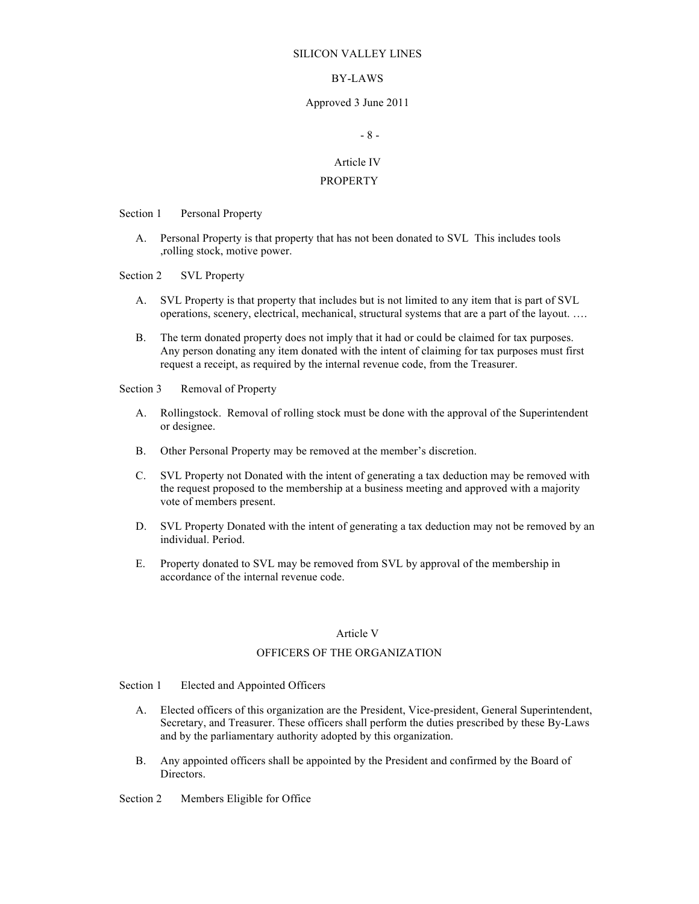## Article IV

## PROPERTY

Section 1 Personal Property

A. Personal Property is that property that has not been donated to SVL This includes tools ,rolling stock, motive power.

Section 2 SVL Property

A. SVL Property is that property that includes but is not limited to any item that is part of SVL operations, scenery, electrical, mechanical, structural systems that are a part of the layout. ….

B. The term donated property does not imply that it had or could be claimed for tax purposes. Any person donating any item donated with the intent of claiming for tax purposes must first request a receipt, as required by the internal revenue code, from the Treasurer.

Section 3 Removal of Property

A. Rollingstock. Removal of rolling stock must be done with the approval of the Superintendent or designee.

B. Other Personal Property may be removed at the member's discretion.

C. SVL Property not Donated with the intent of generating a tax deduction may be removed with the request proposed to the membership at a business meeting and approved with a majority vote of members present.

D. SVL Property Donated with the intent of generating a tax deduction may not be removed by an individual. Period.

E. Property donated to SVL may be removed from SVL by approval of the membership in accordance of the internal revenue code.

## Article V

## OFFICERS OF THE ORGANIZATION

Section 1 Elected and Appointed Officers

A. Elected officers of this organization are the President, Vice-president, General Superintendent, Secretary, and Treasurer. These officers shall perform the duties prescribed by these By-Laws and by the parliamentary authority adopted by this organization.

B. Any appointed officers shall be appointed by the President and confirmed by the Board of Directors.

Section 2 Members Eligible for Office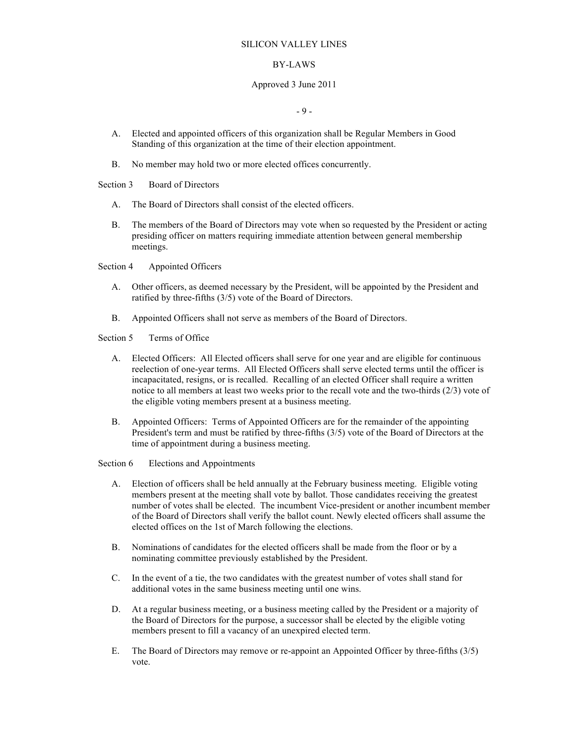A. Elected and appointed officers of this organization shall be Regular Members in Good Standing of this organization at the time of their election appointment.

B. No member may hold two or more elected offices concurrently.

### Section 3 Board of Directors

A. The Board of Directors shall consist of the elected officers.

B. The members of the Board of Directors may vote when so requested by the President or acting presiding officer on matters requiring immediate attention between general membership meetings.

### Section 4 Appointed Officers

A. Other officers, as deemed necessary by the President, will be appointed by the President and ratified by three-fifths (3/5) vote of the Board of Directors.

B. Appointed Officers shall not serve as members of the Board of Directors.

### Section 5 Terms of Office

A. Elected Officers: All Elected officers shall serve for one year and are eligible for continuous reelection of one-year terms. All Elected Officers shall serve elected terms until the officer is incapacitated, resigns, or is recalled. Recalling of an elected Officer shall require a written notice to all members at least two weeks prior to the recall vote and the two-thirds (2/3) vote of the eligible voting members present at a business meeting.

B. Appointed Officers: Terms of Appointed Officers are for the remainder of the appointing President's term and must be ratified by three-fifths (3/5) vote of the Board of Directors at the time of appointment during a business meeting.

### Section 6 Elections and Appointments

A. Election of officers shall be held annually at the February business meeting. Eligible voting members present at the meeting shall vote by ballot. Those candidates receiving the greatest number of votes shall be elected. The incumbent Vice-president or another incumbent member of the Board of Directors shall verify the ballot count. Newly elected officers shall assume the elected offices on the 1st of March following the elections.

B. Nominations of candidates for the elected officers shall be made from the floor or by a nominating committee previously established by the President.

C. In the event of a tie, the two candidates with the greatest number of votes shall stand for additional votes in the same business meeting until one wins.

D. At a regular business meeting, or a business meeting called by the President or a majority of the Board of Directors for the purpose, a successor shall be elected by the eligible voting members present to fill a vacancy of an unexpired elected term.

E. The Board of Directors may remove or re-appoint an Appointed Officer by three-fifths (3/5) vote.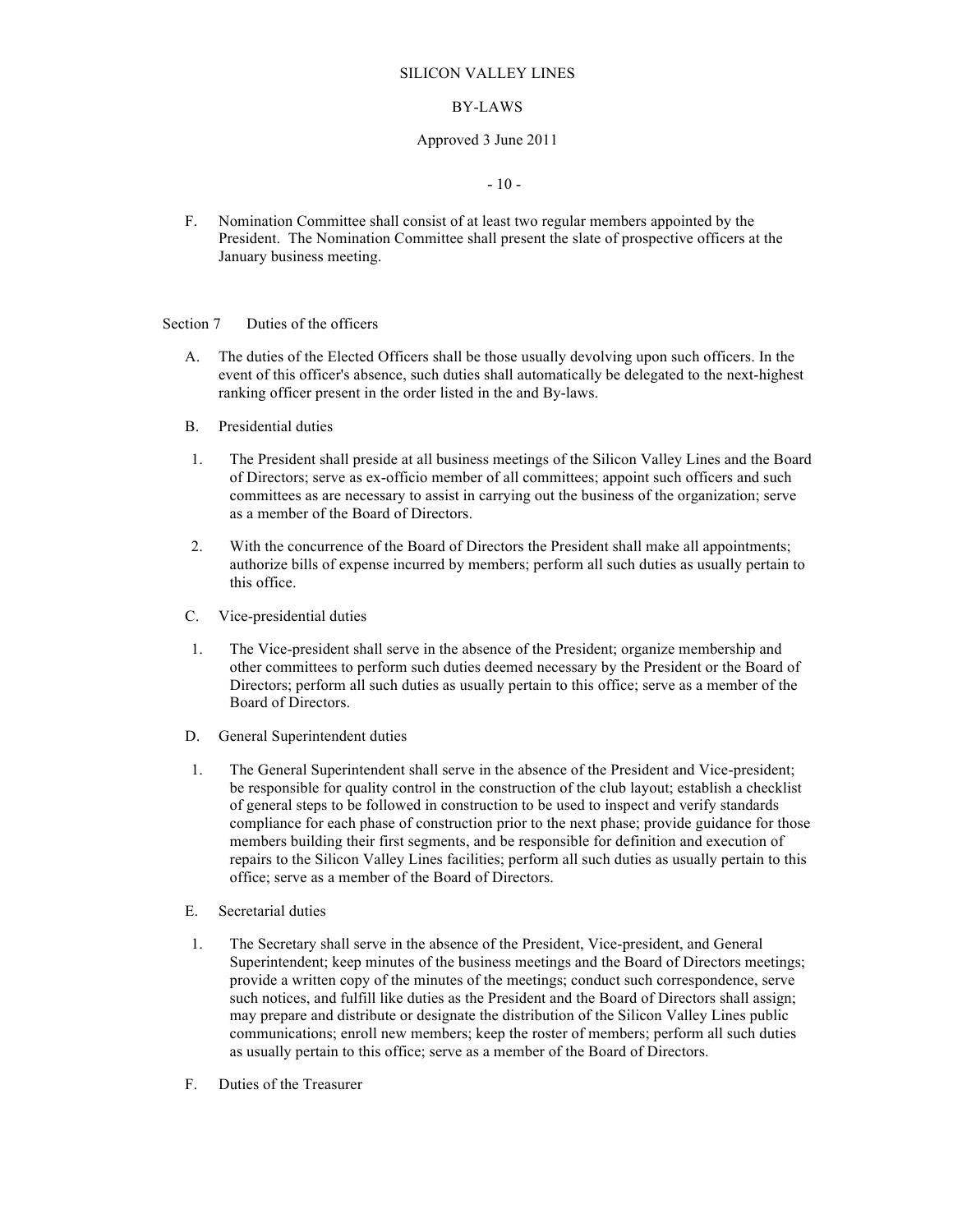F. Nomination Committee shall consist of at least two regular members appointed by the President. The Nomination Committee shall present the slate of prospective officers at the January business meeting.

## Section 7 Duties of the officers

A. The duties of the Elected Officers shall be those usually devolving upon such officers. In the event of this officer's absence, such duties shall automatically be delegated to the next-highest ranking officer present in the order listed in the and By-laws.

B. Presidential duties

1. The President shall preside at all business meetings of the Silicon Valley Lines and the Board of Directors; serve as ex-officio member of all committees; appoint such officers and such committees as are necessary to assist in carrying out the business of the organization; serve as a member of the Board of Directors.

2. With the concurrence of the Board of Directors the President shall make all appointments; authorize bills of expense incurred by members; perform all such duties as usually pertain to this office.

C. Vice-presidential duties

1. The Vice-president shall serve in the absence of the President; organize membership and other committees to perform such duties deemed necessary by the President or the Board of Directors; perform all such duties as usually pertain to this office; serve as a member of the Board of Directors.

D. General Superintendent duties

1. The General Superintendent shall serve in the absence of the President and Vice-president; be responsible for quality control in the construction of the club layout; establish a checklist of general steps to be followed in construction to be used to inspect and verify standards compliance for each phase of construction prior to the next phase; provide guidance for those members building their first segments, and be responsible for definition and execution of repairs to the Silicon Valley Lines facilities; perform all such duties as usually pertain to this office; serve as a member of the Board of Directors.

E. Secretarial duties

1. The Secretary shall serve in the absence of the President, Vice-president, and General Superintendent; keep minutes of the business meetings and the Board of Directors meetings; provide a written copy of the minutes of the meetings; conduct such correspondence, serve such notices, and fulfill like duties as the President and the Board of Directors shall assign; may prepare and distribute or designate the distribution of the Silicon Valley Lines public communications; enroll new members; keep the roster of members; perform all such duties as usually pertain to this office; serve as a member of the Board of Directors.

F. Duties of the Treasurer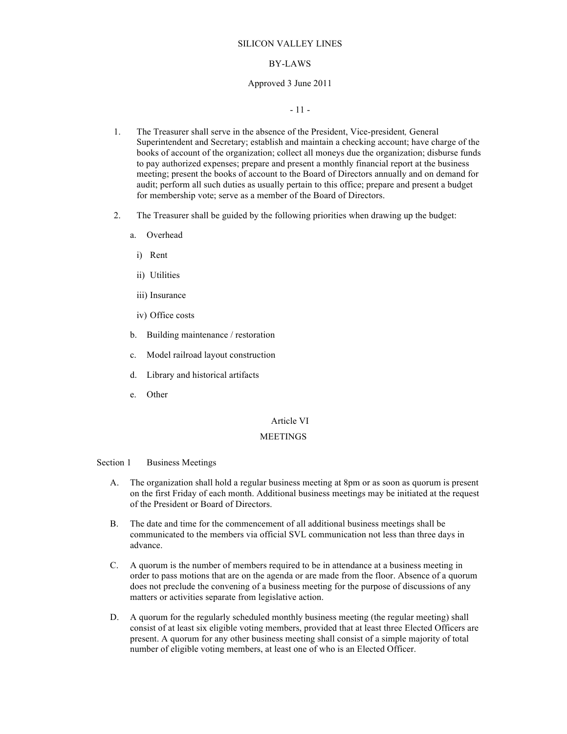1. The Treasurer shall serve in the absence of the President, Vice-president, General Superintendent and Secretary; establish and maintain a checking account; have charge of the books of account of the organization; collect all moneys due the organization; disburse funds to pay authorized expenses; prepare and present a monthly financial report at the business meeting; present the books of account to the Board of Directors annually and on demand for audit; perform all such duties as usually pertain to this office; prepare and present a budget for membership vote; serve as a member of the Board of Directors.

2. The Treasurer shall be guided by the following priorities when drawing up the budget:

   a. Overhead

      i) Rent

      ii) Utilities

      iii) Insurance

      iv) Office costs

   b. Building maintenance / restoration

   c. Model railroad layout construction

   d. Library and historical artifacts

   e. Other

## Article VI

## MEETINGS

### Section 1 Business Meetings

A. The organization shall hold a regular business meeting at 8pm or as soon as quorum is present on the first Friday of each month. Additional business meetings may be initiated at the request of the President or Board of Directors.

B. The date and time for the commencement of all additional business meetings shall be communicated to the members via official SVL communication not less than three days in advance.

C. A quorum is the number of members required to be in attendance at a business meeting in order to pass motions that are on the agenda or are made from the floor. Absence of a quorum does not preclude the convening of a business meeting for the purpose of discussions of any matters or activities separate from legislative action.

D. A quorum for the regularly scheduled monthly business meeting (the regular meeting) shall consist of at least six eligible voting members, provided that at least three Elected Officers are present. A quorum for any other business meeting shall consist of a simple majority of total number of eligible voting members, at least one of who is an Elected Officer.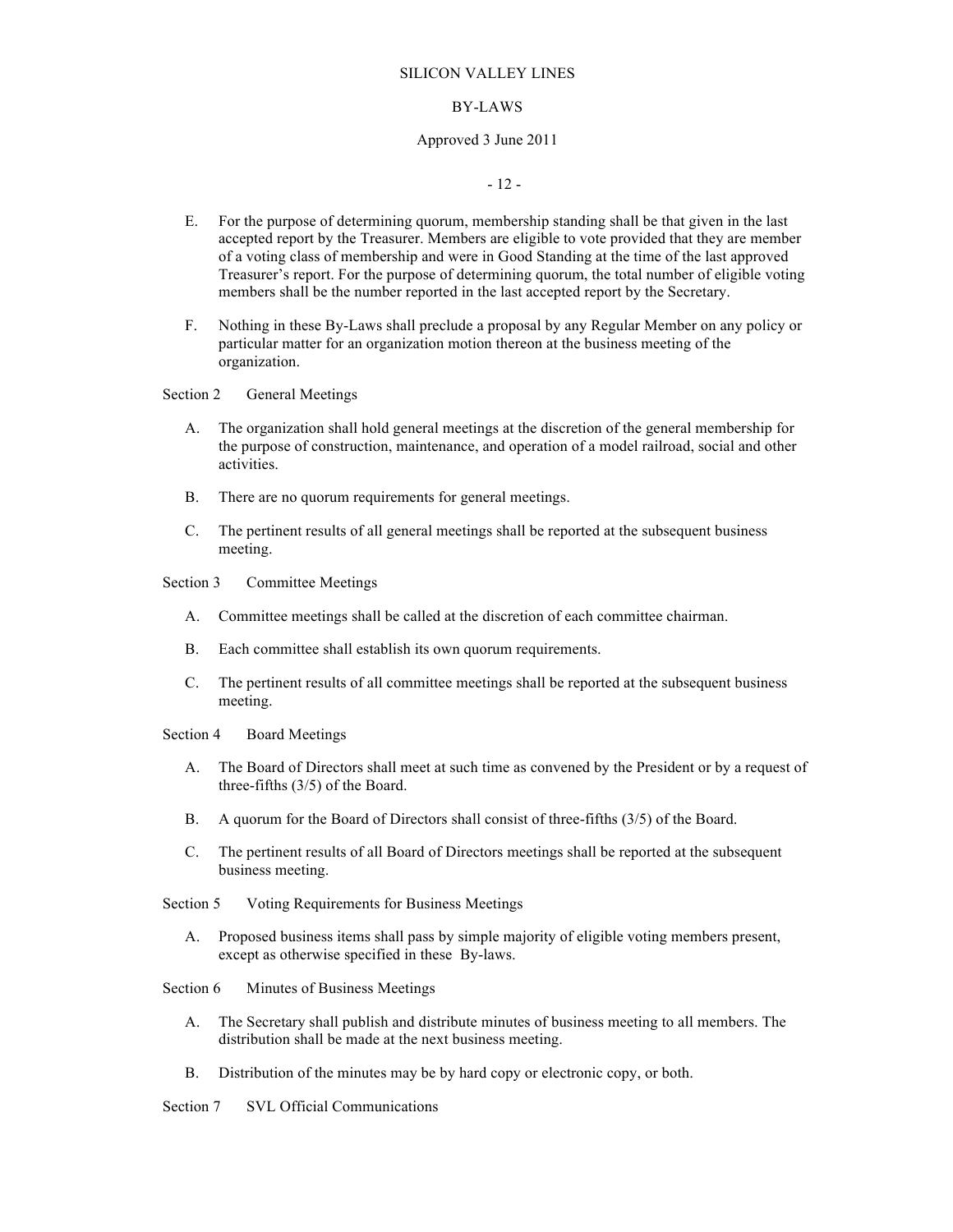E. For the purpose of determining quorum, membership standing shall be that given in the last accepted report by the Treasurer. Members are eligible to vote provided that they are member of a voting class of membership and were in Good Standing at the time of the last approved Treasurer's report. For the purpose of determining quorum, the total number of eligible voting members shall be the number reported in the last accepted report by the Secretary.

F. Nothing in these By-Laws shall preclude a proposal by any Regular Member on any policy or particular matter for an organization motion thereon at the business meeting of the organization.

Section 2 General Meetings

A. The organization shall hold general meetings at the discretion of the general membership for the purpose of construction, maintenance, and operation of a model railroad, social and other activities.

B. There are no quorum requirements for general meetings.

C. The pertinent results of all general meetings shall be reported at the subsequent business meeting.

Section 3 Committee Meetings

A. Committee meetings shall be called at the discretion of each committee chairman.

B. Each committee shall establish its own quorum requirements.

C. The pertinent results of all committee meetings shall be reported at the subsequent business meeting.

Section 4 Board Meetings

A. The Board of Directors shall meet at such time as convened by the President or by a request of three-fifths (3/5) of the Board.

B. A quorum for the Board of Directors shall consist of three-fifths (3/5) of the Board.

C. The pertinent results of all Board of Directors meetings shall be reported at the subsequent business meeting.

Section 5 Voting Requirements for Business Meetings

A. Proposed business items shall pass by simple majority of eligible voting members present, except as otherwise specified in these By-laws.

Section 6 Minutes of Business Meetings

A. The Secretary shall publish and distribute minutes of business meeting to all members. The distribution shall be made at the next business meeting.

B. Distribution of the minutes may be by hard copy or electronic copy, or both.

Section 7 SVL Official Communications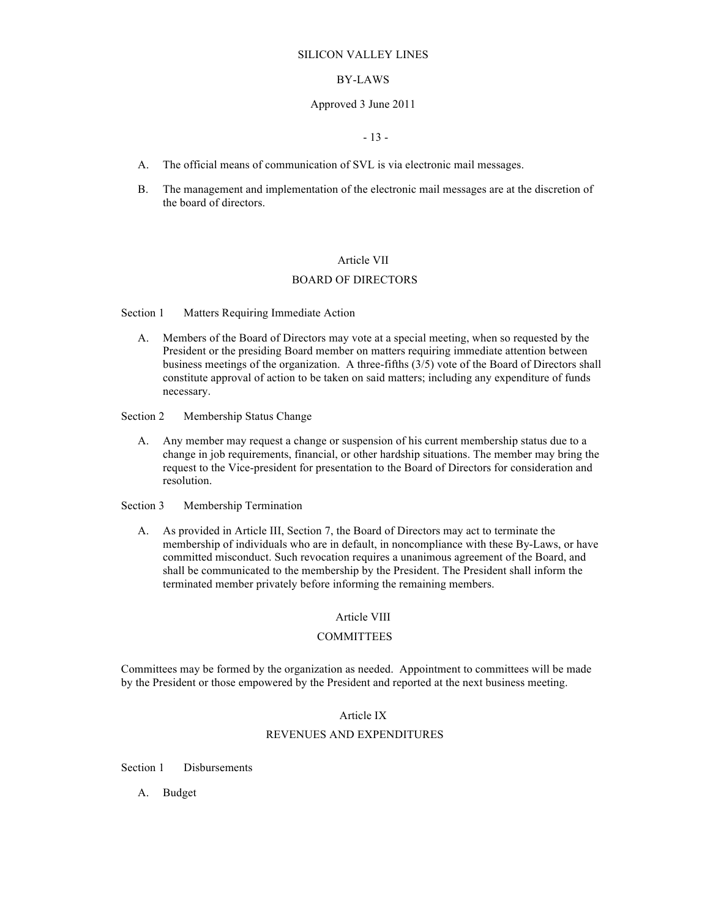A. The official means of communication of SVL is via electronic mail messages.

B. The management and implementation of the electronic mail messages are at the discretion of the board of directors.

## Article VII

## BOARD OF DIRECTORS

### Section 1 Matters Requiring Immediate Action

A. Members of the Board of Directors may vote at a special meeting, when so requested by the President or the presiding Board member on matters requiring immediate attention between business meetings of the organization. A three-fifths (3/5) vote of the Board of Directors shall constitute approval of action to be taken on said matters; including any expenditure of funds necessary.

### Section 2 Membership Status Change

A. Any member may request a change or suspension of his current membership status due to a change in job requirements, financial, or other hardship situations. The member may bring the request to the Vice-president for presentation to the Board of Directors for consideration and resolution.

### Section 3 Membership Termination

A. As provided in Article III, Section 7, the Board of Directors may act to terminate the membership of individuals who are in default, in noncompliance with these By-Laws, or have committed misconduct. Such revocation requires a unanimous agreement of the Board, and shall be communicated to the membership by the President. The President shall inform the terminated member privately before informing the remaining members.

## Article VIII

## COMMITTEES

Committees may be formed by the organization as needed. Appointment to committees will be made by the President or those empowered by the President and reported at the next business meeting.

## Article IX

## REVENUES AND EXPENDITURES

### Section 1 Disbursements

A. Budget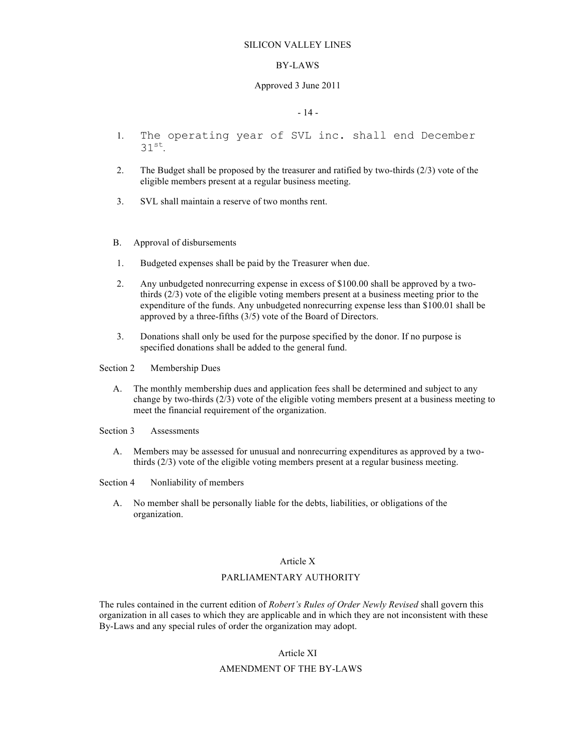1. The operating year of SVL inc. shall end December 31st.

2. The Budget shall be proposed by the treasurer and ratified by two-thirds (2/3) vote of the eligible members present at a regular business meeting.

3. SVL shall maintain a reserve of two months rent.

B. Approval of disbursements

1. Budgeted expenses shall be paid by the Treasurer when due.

2. Any unbudgeted nonrecurring expense in excess of $100.00 shall be approved by a two-thirds (2/3) vote of the eligible voting members present at a business meeting prior to the expenditure of the funds. Any unbudgeted nonrecurring expense less than $100.01 shall be approved by a three-fifths (3/5) vote of the Board of Directors.

3. Donations shall only be used for the purpose specified by the donor. If no purpose is specified donations shall be added to the general fund.

Section 2 Membership Dues

A. The monthly membership dues and application fees shall be determined and subject to any change by two-thirds (2/3) vote of the eligible voting members present at a business meeting to meet the financial requirement of the organization.

Section 3 Assessments

A. Members may be assessed for unusual and nonrecurring expenditures as approved by a two-thirds (2/3) vote of the eligible voting members present at a regular business meeting.

Section 4 Nonliability of members

A. No member shall be personally liable for the debts, liabilities, or obligations of the organization.

## Article X

## PARLIAMENTARY AUTHORITY

The rules contained in the current edition of *Robert's Rules of Order Newly Revised* shall govern this organization in all cases to which they are applicable and in which they are not inconsistent with these By-Laws and any special rules of order the organization may adopt.

## Article XI

## AMENDMENT OF THE BY-LAWS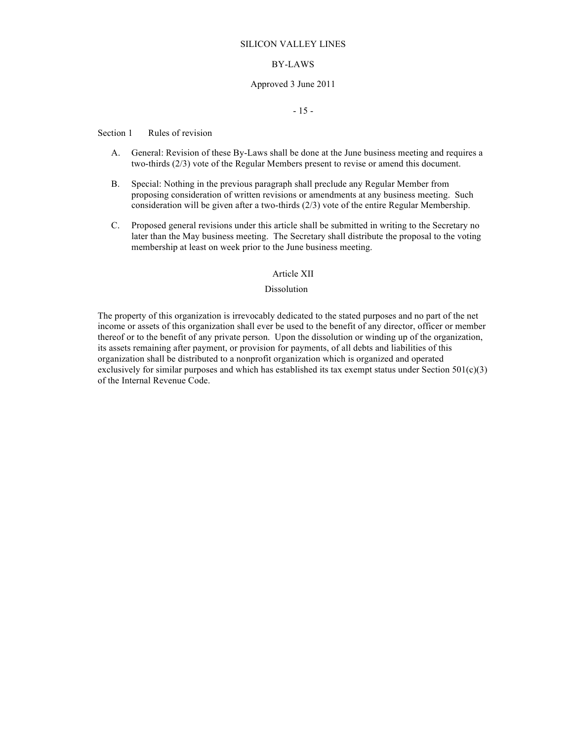Section 1 Rules of revision

A. General: Revision of these By-Laws shall be done at the June business meeting and requires a two-thirds (2/3) vote of the Regular Members present to revise or amend this document.

B. Special: Nothing in the previous paragraph shall preclude any Regular Member from proposing consideration of written revisions or amendments at any business meeting. Such consideration will be given after a two-thirds (2/3) vote of the entire Regular Membership.

C. Proposed general revisions under this article shall be submitted in writing to the Secretary no later than the May business meeting. The Secretary shall distribute the proposal to the voting membership at least on week prior to the June business meeting.

## Article XII

## Dissolution

The property of this organization is irrevocably dedicated to the stated purposes and no part of the net income or assets of this organization shall ever be used to the benefit of any director, officer or member thereof or to the benefit of any private person. Upon the dissolution or winding up of the organization, its assets remaining after payment, or provision for payments, of all debts and liabilities of this organization shall be distributed to a nonprofit organization which is organized and operated exclusively for similar purposes and which has established its tax exempt status under Section 501(c)(3) of the Internal Revenue Code.